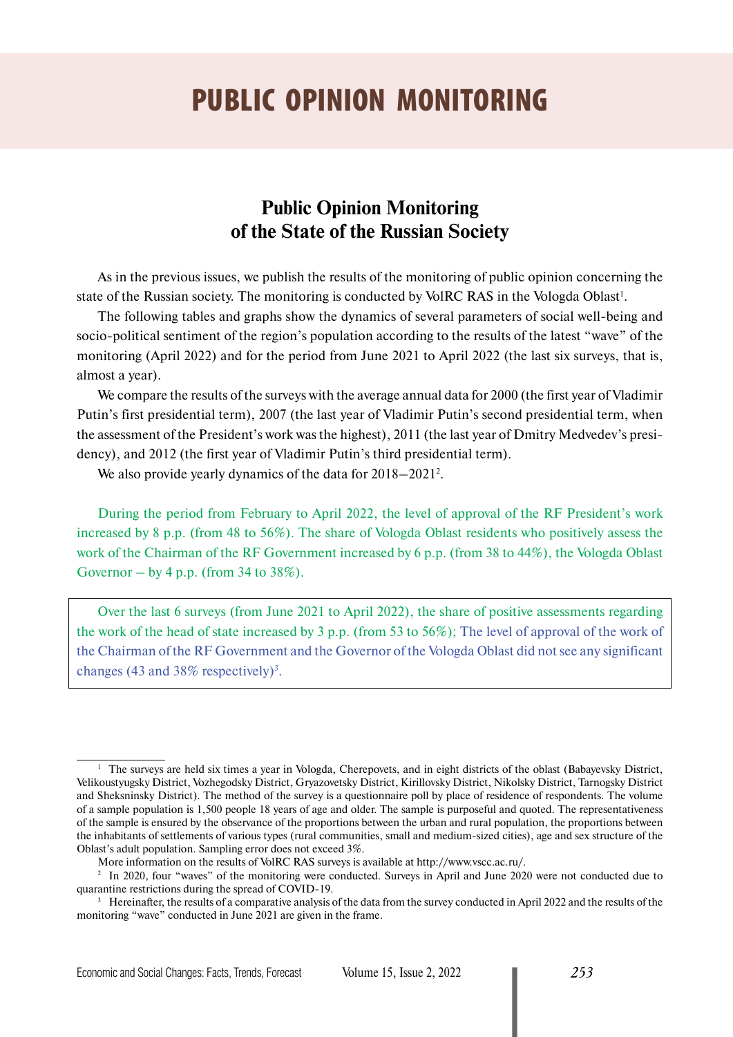# PUBLIC OPINION MONITORING

## Public Opinion Monitoring of the State of the Russian Society

As in the previous issues, we publish the results of the monitoring of public opinion concerning the state of the Russian society. The monitoring is conducted by VolRC RAS in the Vologda Oblast[1].

The following tables and graphs show the dynamics of several parameters of social well-being and socio-political sentiment of the region's population according to the results of the latest "wave" of the monitoring (April 2022) and for the period from June 2021 to April 2022 (the last six surveys, that is, almost a year).

We compare the results of the surveys with the average annual data for 2000 (the first year of Vladimir Putin's first presidential term), 2007 (the last year of Vladimir Putin's second presidential term, when the assessment of the President's work was the highest), 2011 (the last year of Dmitry Medvedev's presidency), and 2012 (the first year of Vladimir Putin's third presidential term).

We also provide yearly dynamics of the data for 2018–2021[2].

During the period from February to April 2022, the level of approval of the RF President's work increased by 8 p.p. (from 48 to 56%). The share of Vologda Oblast residents who positively assess the work of the Chairman of the RF Government increased by 6 p.p. (from 38 to 44%), the Vologda Oblast Governor – by 4 p.p. (from 34 to 38%).

> Over the last 6 surveys (from June 2021 to April 2022), the share of positive assessments regarding the work of the head of state increased by 3 p.p. (from 53 to 56%); The level of approval of the work of the Chairman of the RF Government and the Governor of the Vologda Oblast did not see any significant changes (43 and 38% respectively)[3].

---

[1] The surveys are held six times a year in Vologda, Cherepovets, and in eight districts of the oblast (Babayevsky District, Velikoustyugsky District, Vozhegodsky District, Gryazovetsky District, Kirillovsky District, Nikolsky District, Tarnogsky District and Sheksninsky District). The method of the survey is a questionnaire poll by place of residence of respondents. The volume of a sample population is 1,500 people 18 years of age and older. The sample is purposeful and quoted. The representativeness of the sample is ensured by the observance of the proportions between the urban and rural population, the proportions between the inhabitants of settlements of various types (rural communities, small and medium-sized cities), age and sex structure of the Oblast's adult population. Sampling error does not exceed 3%.

More information on the results of VolRC RAS surveys is available at http://www.vscc.ac.ru/.

[2] In 2020, four "waves" of the monitoring were conducted. Surveys in April and June 2020 were not conducted due to quarantine restrictions during the spread of COVID-19.

[3] Hereinafter, the results of a comparative analysis of the data from the survey conducted in April 2022 and the results of the monitoring "wave" conducted in June 2021 are given in the frame.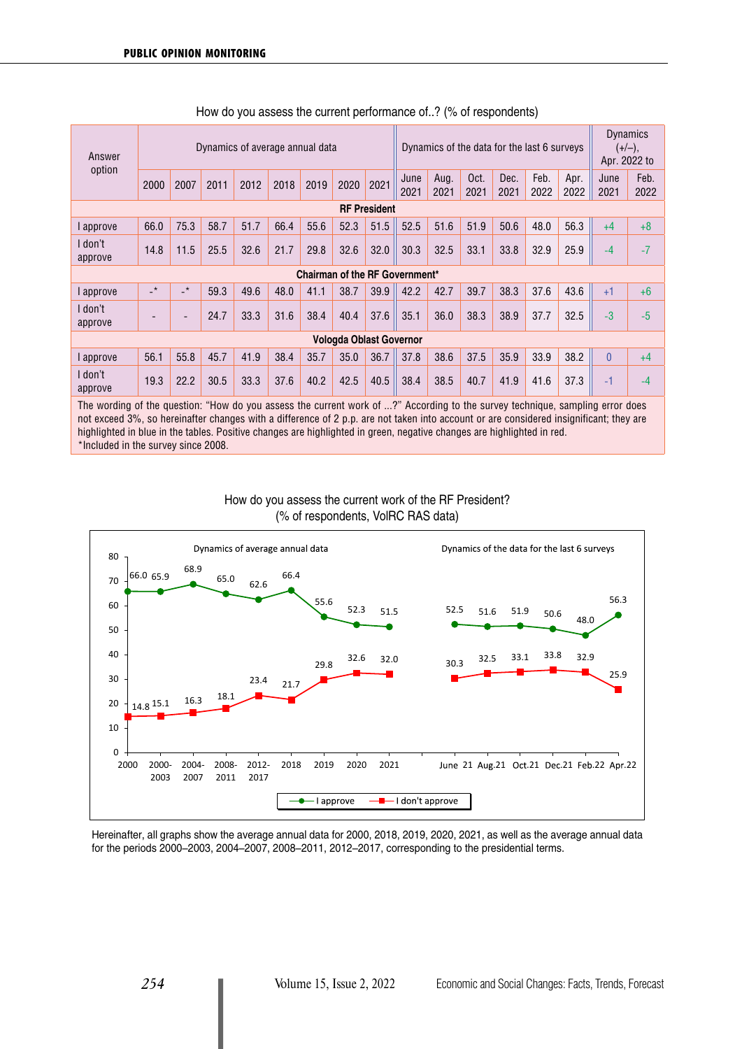How do you assess the current performance of..? (% of respondents)

| Answer option | Dynamics of average annual data | | | | | | | | Dynamics of the data for the last 6 surveys | | | | | | Dynamics (+/–), Apr. 2022 to | |
|---|---|---|---|---|---|---|---|---|---|---|---|---|---|---|---|---|
| | 2000 | 2007 | 2011 | 2012 | 2018 | 2019 | 2020 | 2021 | June 2021 | Aug. 2021 | Oct. 2021 | Dec. 2021 | Feb. 2022 | Apr. 2022 | June 2021 | Feb. 2022 |
| **RF President** | | | | | | | | | | | | | | | | |
| I approve | 66.0 | 75.3 | 58.7 | 51.7 | 66.4 | 55.6 | 52.3 | 51.5 | 52.5 | 51.6 | 51.9 | 50.6 | 48.0 | 56.3 | +4 | +8 |
| I don't approve | 14.8 | 11.5 | 25.5 | 32.6 | 21.7 | 29.8 | 32.6 | 32.0 | 30.3 | 32.5 | 33.1 | 33.8 | 32.9 | 25.9 | -4 | -7 |
| **Chairman of the RF Government*** | | | | | | | | | | | | | | | | |
| I approve | -* | -* | 59.3 | 49.6 | 48.0 | 41.1 | 38.7 | 39.9 | 42.2 | 42.7 | 39.7 | 38.3 | 37.6 | 43.6 | +1 | +6 |
| I don't approve | - | - | 24.7 | 33.3 | 31.6 | 38.4 | 40.4 | 37.6 | 35.1 | 36.0 | 38.3 | 38.9 | 37.7 | 32.5 | -3 | -5 |
| **Vologda Oblast Governor** | | | | | | | | | | | | | | | | |
| I approve | 56.1 | 55.8 | 45.7 | 41.9 | 38.4 | 35.7 | 35.0 | 36.7 | 37.8 | 38.6 | 37.5 | 35.9 | 33.9 | 38.2 | 0 | +4 |
| I don't approve | 19.3 | 22.2 | 30.5 | 33.3 | 37.6 | 40.2 | 42.5 | 40.5 | 38.4 | 38.5 | 40.7 | 41.9 | 41.6 | 37.3 | -1 | -4 |

The wording of the question: "How do you assess the current work of ...?" According to the survey technique, sampling error does not exceed 3%, so hereinafter changes with a difference of 2 p.p. are not taken into account or are considered insignificant; they are highlighted in blue in the tables. Positive changes are highlighted in green, negative changes are highlighted in red.
*Included in the survey since 2008.

How do you assess the current work of the RF President?
(% of respondents, VolRC RAS data)

| | 2000 | 2000-2003 | 2004-2007 | 2008-2011 | 2012-2017 | 2018 | 2019 | 2020 | 2021 | June 21 | Aug.21 | Oct.21 | Dec.21 | Feb.22 | Apr.22 |
|---|---|---|---|---|---|---|---|---|---|---|---|---|---|---|---|
| I approve | 66.0 | 65.9 | 68.9 | 65.0 | 62.6 | 66.4 | 55.6 | 52.3 | 51.5 | 52.5 | 51.6 | 51.9 | 50.6 | 48.0 | 56.3 |
| I don't approve | 14.8 | 15.1 | 16.3 | 18.1 | 23.4 | 21.7 | 29.8 | 32.6 | 32.0 | 30.3 | 32.5 | 33.1 | 33.8 | 32.9 | 25.9 |

Hereinafter, all graphs show the average annual data for 2000, 2018, 2019, 2020, 2021, as well as the average annual data for the periods 2000–2003, 2004–2007, 2008–2011, 2012–2017, corresponding to the presidential terms.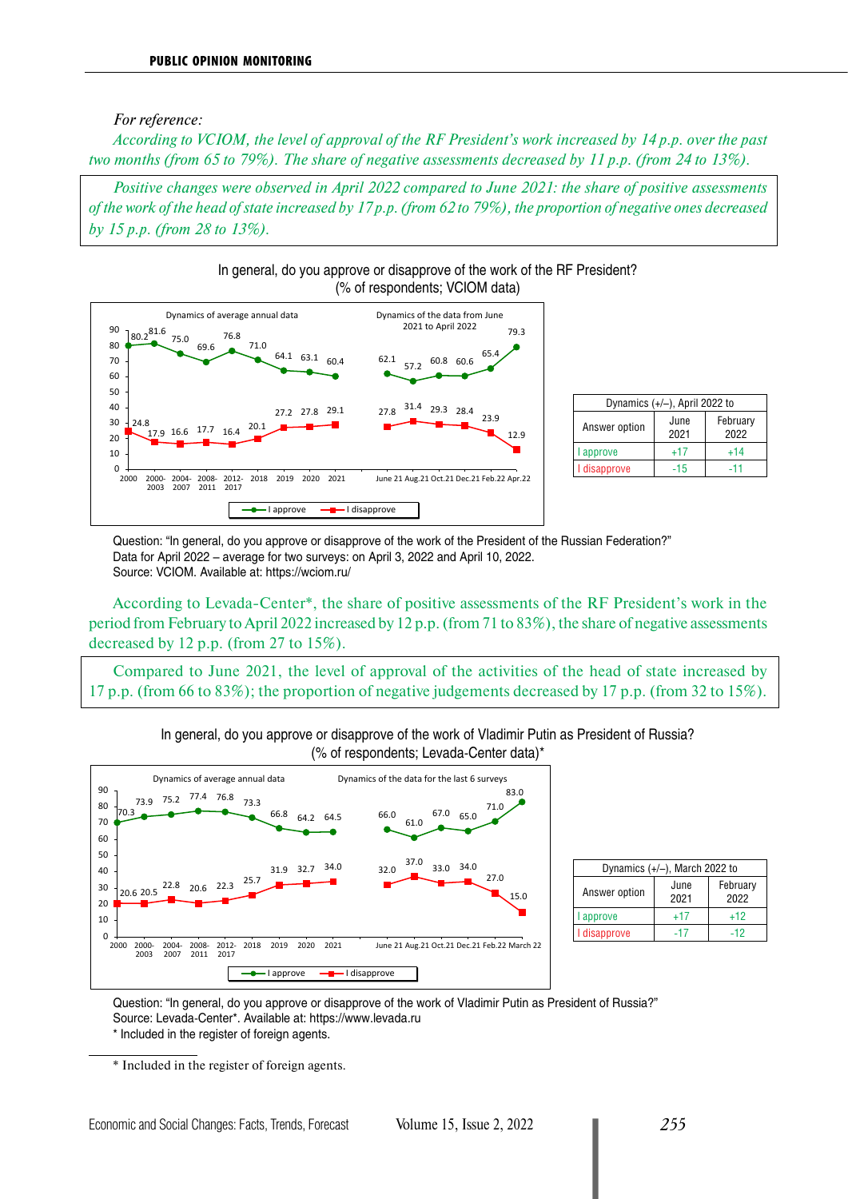*For reference:*

*According to VCIOM, the level of approval of the RF President's work increased by 14 p.p. over the past two months (from 65 to 79%). The share of negative assessments decreased by 11 p.p. (from 24 to 13%).*

*Positive changes were observed in April 2022 compared to June 2021: the share of positive assessments of the work of the head of state increased by 17 p.p. (from 62 to 79%), the proportion of negative ones decreased by 15 p.p. (from 28 to 13%).*

In general, do you approve or disapprove of the work of the RF President?
(% of respondents; VCIOM data)

Dynamics of average annual data

| | 2000 | 2000-2003 | 2004-2007 | 2008-2011 | 2012-2017 | 2018 | 2019 | 2020 | 2021 |
|---|---|---|---|---|---|---|---|---|---|
| I approve | 80.2 | 81.6 | 75.0 | 69.6 | 76.8 | 71.0 | 64.1 | 63.1 | 60.4 |
| I disapprove | 24.8 | 17.9 | 16.6 | 17.7 | 16.4 | 20.1 | 27.2 | 27.8 | 29.1 |

Dynamics of the data from June 2021 to April 2022

| | June 21 | Aug.21 | Oct.21 | Dec.21 | Feb.22 | Apr.22 |
|---|---|---|---|---|---|---|
| I approve | 62.1 | 57.2 | 60.8 | 60.6 | 65.4 | 79.3 |
| I disapprove | 27.8 | 31.4 | 29.3 | 28.4 | 23.9 | 12.9 |

| Dynamics (+/–), April 2022 to | | |
|---|---|---|
| Answer option | June 2021 | February 2022 |
| I approve | +17 | +14 |
| I disapprove | -15 | -11 |

Question: "In general, do you approve or disapprove of the work of the President of the Russian Federation?"
Data for April 2022 – average for two surveys: on April 3, 2022 and April 10, 2022.
Source: VCIOM. Available at: https://wciom.ru/

According to Levada-Center*, the share of positive assessments of the RF President's work in the period from February to April 2022 increased by 12 p.p. (from 71 to 83%), the share of negative assessments decreased by 12 p.p. (from 27 to 15%).

Compared to June 2021, the level of approval of the activities of the head of state increased by 17 p.p. (from 66 to 83%); the proportion of negative judgements decreased by 17 p.p. (from 32 to 15%).

In general, do you approve or disapprove of the work of Vladimir Putin as President of Russia?
(% of respondents; Levada-Center data)*

Dynamics of average annual data

| | 2000 | 2000-2003 | 2004-2007 | 2008-2011 | 2012-2017 | 2018 | 2019 | 2020 | 2021 |
|---|---|---|---|---|---|---|---|---|---|
| I approve | 70.3 | 73.9 | 75.2 | 77.4 | 76.8 | 73.3 | 66.8 | 64.2 | 64.5 |
| I disapprove | 20.6 | 20.5 | 22.8 | 20.6 | 22.3 | 25.7 | 31.9 | 32.7 | 34.0 |

Dynamics of the data for the last 6 surveys

| | June 21 | Aug.21 | Oct.21 | Dec.21 | Feb.22 | March 22 |
|---|---|---|---|---|---|---|
| I approve | 66.0 | 61.0 | 67.0 | 65.0 | 71.0 | 83.0 |
| I disapprove | 32.0 | 37.0 | 33.0 | 34.0 | 27.0 | 15.0 |

| Dynamics (+/–), March 2022 to | | |
|---|---|---|
| Answer option | June 2021 | February 2022 |
| I approve | +17 | +12 |
| I disapprove | -17 | -12 |

Question: "In general, do you approve or disapprove of the work of Vladimir Putin as President of Russia?"
Source: Levada-Center*. Available at: https://www.levada.ru
* Included in the register of foreign agents.

---

* Included in the register of foreign agents.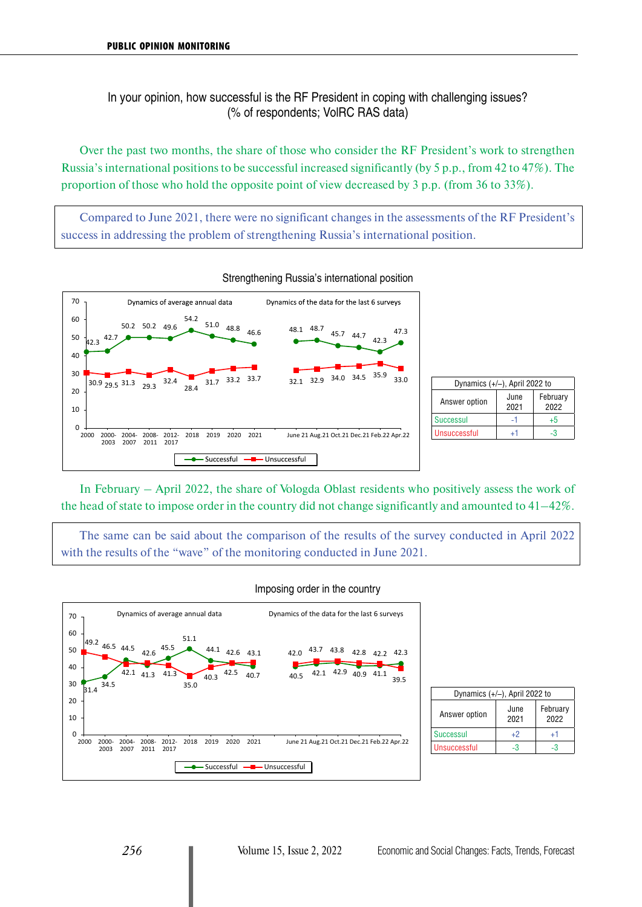In your opinion, how successful is the RF President in coping with challenging issues?
(% of respondents; VolRC RAS data)

Over the past two months, the share of those who consider the RF President's work to strengthen Russia's international positions to be successful increased significantly (by 5 p.p., from 42 to 47%). The proportion of those who hold the opposite point of view decreased by 3 p.p. (from 36 to 33%).

Compared to June 2021, there were no significant changes in the assessments of the RF President's success in addressing the problem of strengthening Russia's international position.

**Strengthening Russia's international position**

| | 2000 | 2000–2003 | 2004–2007 | 2008–2011 | 2012–2017 | 2018 | 2019 | 2020 | 2021 | June 21 | Aug.21 | Oct.21 | Dec.21 | Feb.22 | Apr.22 |
|---|---|---|---|---|---|---|---|---|---|---|---|---|---|---|---|
| Successful | 42.3 | 42.7 | 50.2 | 50.2 | 49.6 | 54.2 | 51.0 | 48.8 | 46.6 | 48.1 | 48.7 | 45.7 | 44.7 | 42.3 | 47.3 |
| Unsuccessful | 30.9 | 29.5 | 31.3 | 29.3 | 32.4 | 28.4 | 31.7 | 33.2 | 33.7 | 32.1 | 32.9 | 34.0 | 34.5 | 35.9 | 33.0 |

| Dynamics (+/–), April 2022 to | | |
|---|---|---|
| Answer option | June 2021 | February 2022 |
| Successul | -1 | +5 |
| Unsuccessful | +1 | -3 |

In February – April 2022, the share of Vologda Oblast residents who positively assess the work of the head of state to impose order in the country did not change significantly and amounted to 41–42%.

The same can be said about the comparison of the results of the survey conducted in April 2022 with the results of the "wave" of the monitoring conducted in June 2021.

**Imposing order in the country**

| | 2000 | 2000–2003 | 2004–2007 | 2008–2011 | 2012–2017 | 2018 | 2019 | 2020 | 2021 | June 21 | Aug.21 | Oct.21 | Dec.21 | Feb.22 | Apr.22 |
|---|---|---|---|---|---|---|---|---|---|---|---|---|---|---|---|
| Successful | 31.4 | 34.5 | 44.5 | 41.3 | 45.5 | 51.1 | 44.1 | 42.5 | 40.7 | 40.5 | 42.1 | 42.9 | 40.9 | 41.1 | 42.3 |
| Unsuccessful | 49.2 | 46.5 | 42.1 | 42.6 | 41.3 | 35.0 | 40.3 | 42.6 | 43.1 | 42.0 | 43.7 | 43.8 | 42.8 | 42.2 | 39.5 |

| Dynamics (+/–), April 2022 to | | |
|---|---|---|
| Answer option | June 2021 | February 2022 |
| Successul | +2 | +1 |
| Unsuccessful | -3 | -3 |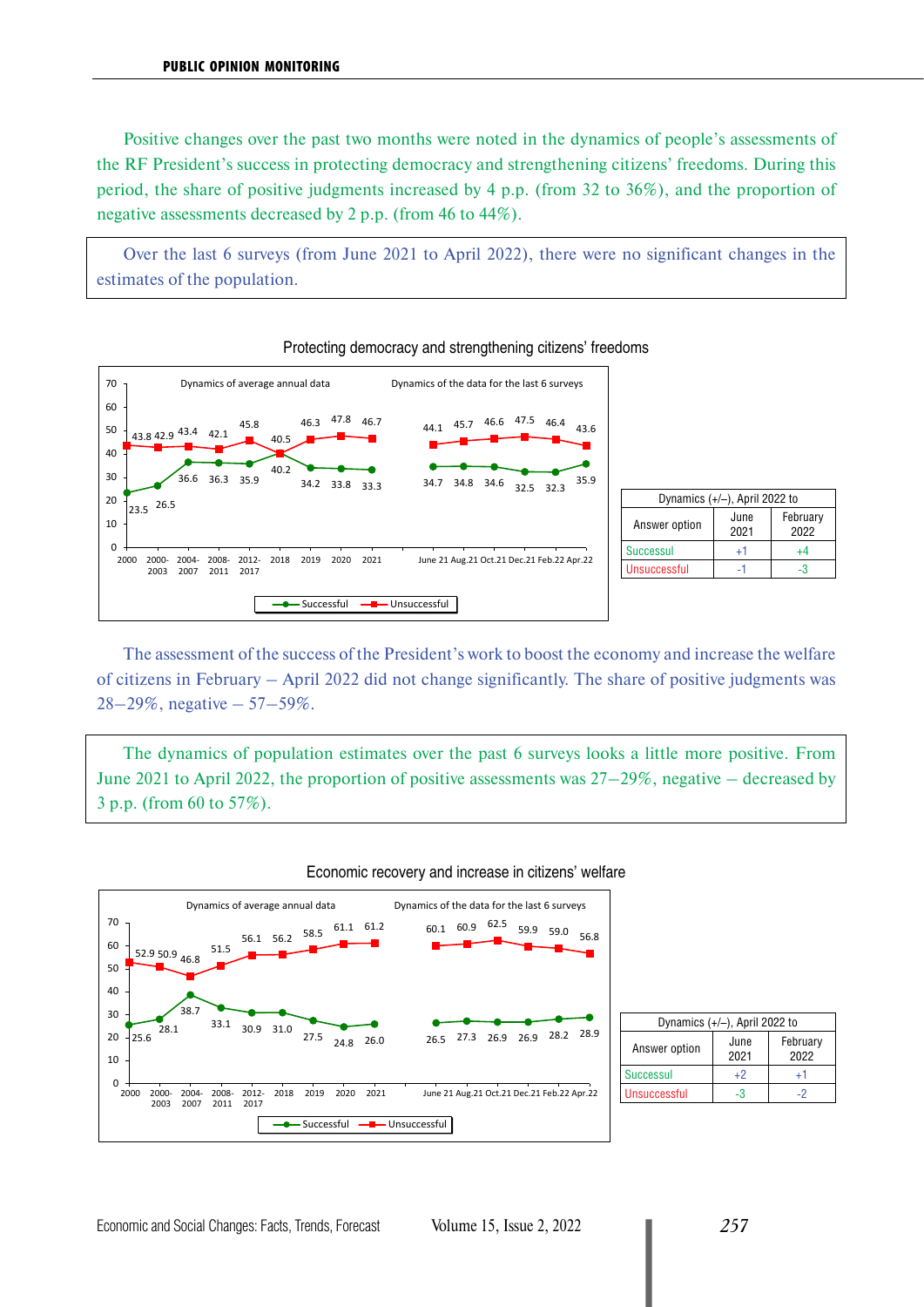Positive changes over the past two months were noted in the dynamics of people's assessments of the RF President's success in protecting democracy and strengthening citizens' freedoms. During this period, the share of positive judgments increased by 4 p.p. (from 32 to 36%), and the proportion of negative assessments decreased by 2 p.p. (from 46 to 44%).

> Over the last 6 surveys (from June 2021 to April 2022), there were no significant changes in the estimates of the population.

Protecting democracy and strengthening citizens' freedoms

| Answer option | Dynamics (+/–), April 2022 to June 2021 | Dynamics (+/–), April 2022 to February 2022 |
|---|---|---|
| Successful | +1 | +4 |
| Unsuccessful | -1 | -3 |

The assessment of the success of the President's work to boost the economy and increase the welfare of citizens in February – April 2022 did not change significantly. The share of positive judgments was 28–29%, negative – 57–59%.

> The dynamics of population estimates over the past 6 surveys looks a little more positive. From June 2021 to April 2022, the proportion of positive assessments was 27–29%, negative – decreased by 3 p.p. (from 60 to 57%).

Economic recovery and increase in citizens' welfare

| Answer option | Dynamics (+/–), April 2022 to June 2021 | Dynamics (+/–), April 2022 to February 2022 |
|---|---|---|
| Successful | +2 | +1 |
| Unsuccessful | -3 | -2 |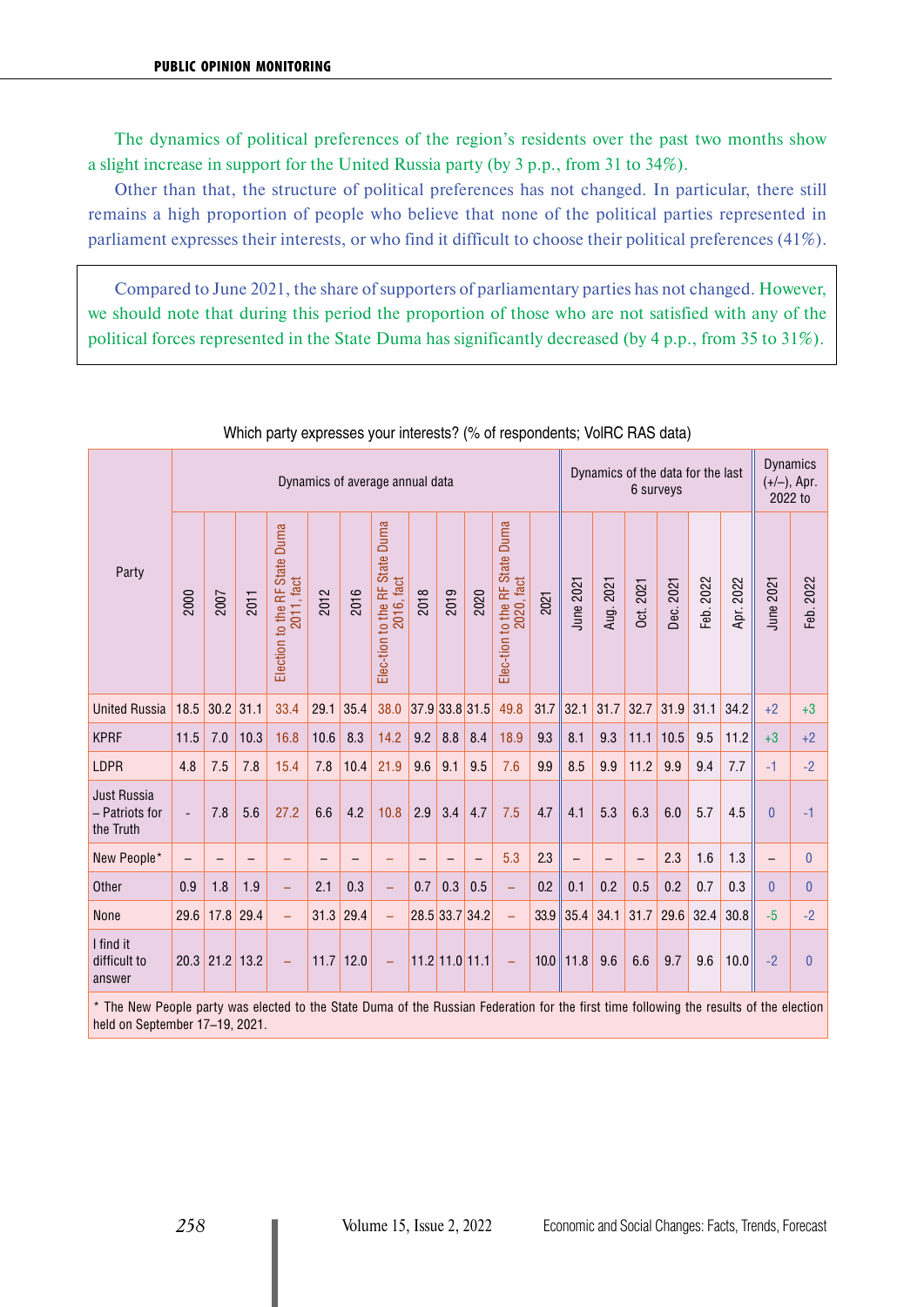The dynamics of political preferences of the region's residents over the past two months show a slight increase in support for the United Russia party (by 3 p.p., from 31 to 34%).

Other than that, the structure of political preferences has not changed. In particular, there still remains a high proportion of people who believe that none of the political parties represented in parliament expresses their interests, or who find it difficult to choose their political preferences (41%).

> Compared to June 2021, the share of supporters of parliamentary parties has not changed. However, we should note that during this period the proportion of those who are not satisfied with any of the political forces represented in the State Duma has significantly decreased (by 4 p.p., from 35 to 31%).

Which party expresses your interests? (% of respondents; VolRC RAS data)

| Party | Dynamics of average annual data | | | | | | | | | | | | | Dynamics of the data for the last 6 surveys | | | | | | Dynamics (+/–), Apr. 2022 to | |
|---|---|---|---|---|---|---|---|---|---|---|---|---|---|---|---|---|---|---|---|---|---|
| | 2000 | 2007 | 2011 | Election to the RF State Duma 2011, fact | 2012 | 2016 | Elec-tion to the RF State Duma 2016, fact | 2018 | 2019 | 2020 | Elec-tion to the RF State Duma 2020, fact | 2021 | June 2021 | Aug. 2021 | Oct. 2021 | Dec. 2021 | Feb. 2022 | Apr. 2022 | June 2021 | Feb. 2022 |
| United Russia | 18.5 | 30.2 | 31.1 | 33.4 | 29.1 | 35.4 | 38.0 | 37.9 | 33.8 | 31.5 | 49.8 | 31.7 | 32.1 | 31.7 | 32.7 | 31.9 | 31.1 | 34.2 | +2 | +3 |
| KPRF | 11.5 | 7.0 | 10.3 | 16.8 | 10.6 | 8.3 | 14.2 | 9.2 | 8.8 | 8.4 | 18.9 | 9.3 | 8.1 | 9.3 | 11.1 | 10.5 | 9.5 | 11.2 | +3 | +2 |
| LDPR | 4.8 | 7.5 | 7.8 | 15.4 | 7.8 | 10.4 | 21.9 | 9.6 | 9.1 | 9.5 | 7.6 | 9.9 | 8.5 | 9.9 | 11.2 | 9.9 | 9.4 | 7.7 | -1 | -2 |
| Just Russia – Patriots for the Truth | - | 7.8 | 5.6 | 27.2 | 6.6 | 4.2 | 10.8 | 2.9 | 3.4 | 4.7 | 7.5 | 4.7 | 4.1 | 5.3 | 6.3 | 6.0 | 5.7 | 4.5 | 0 | -1 |
| New People* | – | – | – | – | – | – | – | – | – | – | 5.3 | 2.3 | – | – | – | 2.3 | 1.6 | 1.3 | – | 0 |
| Other | 0.9 | 1.8 | 1.9 | – | 2.1 | 0.3 | – | 0.7 | 0.3 | 0.5 | – | 0.2 | 0.1 | 0.2 | 0.5 | 0.2 | 0.7 | 0.3 | 0 | 0 |
| None | 29.6 | 17.8 | 29.4 | – | 31.3 | 29.4 | – | 28.5 | 33.7 | 34.2 | – | 33.9 | 35.4 | 34.1 | 31.7 | 29.6 | 32.4 | 30.8 | -5 | -2 |
| I find it difficult to answer | 20.3 | 21.2 | 13.2 | – | 11.7 | 12.0 | – | 11.2 | 11.0 | 11.1 | – | 10.0 | 11.8 | 9.6 | 6.6 | 9.7 | 9.6 | 10.0 | -2 | 0 |

\* The New People party was elected to the State Duma of the Russian Federation for the first time following the results of the election held on September 17–19, 2021.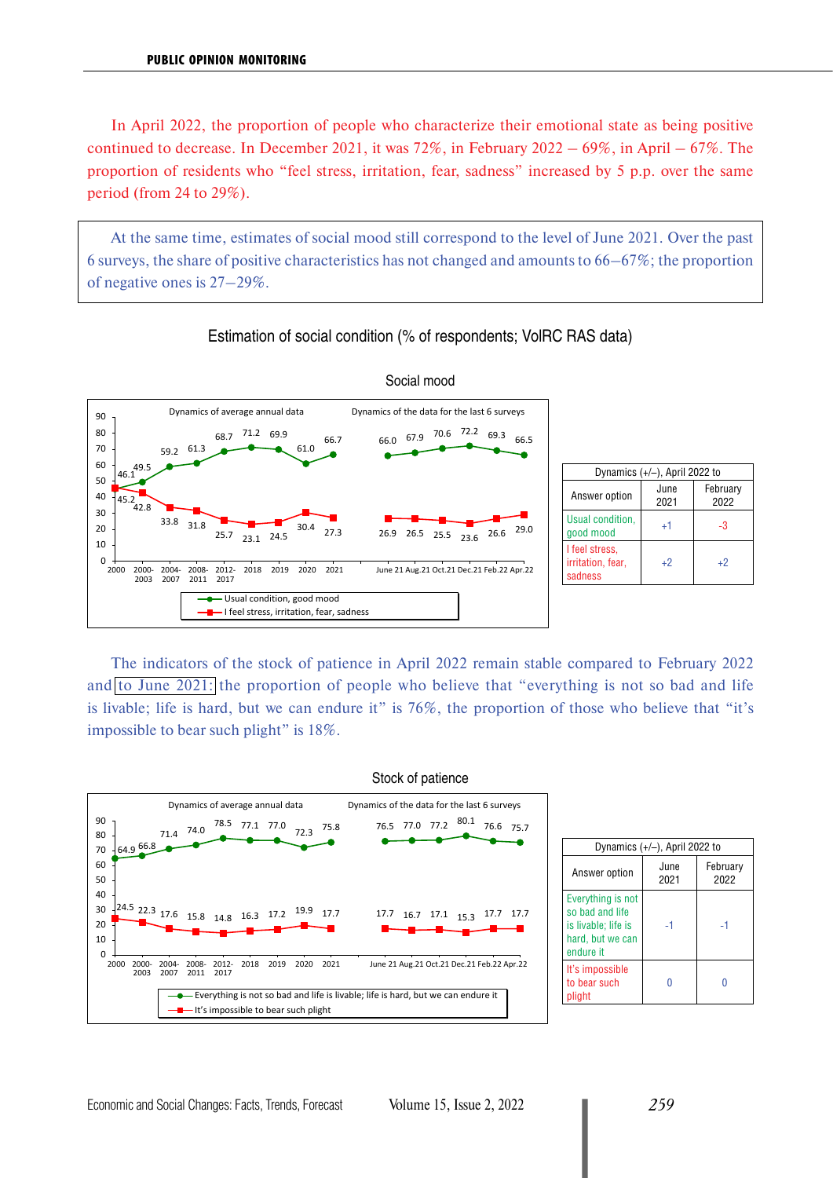In April 2022, the proportion of people who characterize their emotional state as being positive continued to decrease. In December 2021, it was 72%, in February 2022 – 69%, in April – 67%. The proportion of residents who "feel stress, irritation, fear, sadness" increased by 5 p.p. over the same period (from 24 to 29%).

At the same time, estimates of social mood still correspond to the level of June 2021. Over the past 6 surveys, the share of positive characteristics has not changed and amounts to 66–67%; the proportion of negative ones is 27–29%.

Estimation of social condition (% of respondents; VolRC RAS data)

Social mood

Dynamics of average annual data / Dynamics of the data for the last 6 surveys

| | 2000 | 2000-2003 | 2004-2007 | 2008-2011 | 2012-2017 | 2018 | 2019 | 2020 | 2021 | June 21 | Aug.21 | Oct.21 | Dec.21 | Feb.22 | Apr.22 |
|---|---|---|---|---|---|---|---|---|---|---|---|---|---|---|---|
| Usual condition, good mood | 46.1 | 49.5 | 59.2 | 61.3 | 68.7 | 71.2 | 69.9 | 61.0 | 66.7 | 66.0 | 67.9 | 70.6 | 72.2 | 69.3 | 66.5 |
| I feel stress, irritation, fear, sadness | 45.2 | 42.8 | 33.8 | 31.8 | 25.7 | 23.1 | 24.5 | 30.4 | 27.3 | 26.9 | 26.5 | 25.5 | 23.6 | 26.6 | 29.0 |

| Answer option | Dynamics (+/–), April 2022 to June 2021 | Dynamics (+/–), April 2022 to February 2022 |
|---|---|---|
| Usual condition, good mood | +1 | -3 |
| I feel stress, irritation, fear, sadness | +2 | +2 |

The indicators of the stock of patience in April 2022 remain stable compared to February 2022 and to June 2021: the proportion of people who believe that "everything is not so bad and life is livable; life is hard, but we can endure it" is 76%, the proportion of those who believe that "it's impossible to bear such plight" is 18%.

Stock of patience

Dynamics of average annual data / Dynamics of the data for the last 6 surveys

| | 2000 | 2000-2003 | 2004-2007 | 2008-2011 | 2012-2017 | 2018 | 2019 | 2020 | 2021 | June 21 | Aug.21 | Oct.21 | Dec.21 | Feb.22 | Apr.22 |
|---|---|---|---|---|---|---|---|---|---|---|---|---|---|---|---|
| Everything is not so bad and life is livable; life is hard, but we can endure it | 64.9 | 66.8 | 71.4 | 74.0 | 78.5 | 77.1 | 77.0 | 72.3 | 75.8 | 76.5 | 77.0 | 77.2 | 80.1 | 76.6 | 75.7 |
| It's impossible to bear such plight | 24.5 | 22.3 | 17.6 | 15.8 | 14.8 | 16.3 | 17.2 | 19.9 | 17.7 | 17.7 | 16.7 | 17.1 | 15.3 | 17.7 | 17.7 |

| Answer option | Dynamics (+/–), April 2022 to June 2021 | Dynamics (+/–), April 2022 to February 2022 |
|---|---|---|
| Everything is not so bad and life is livable; life is hard, but we can endure it | -1 | -1 |
| It's impossible to bear such plight | 0 | 0 |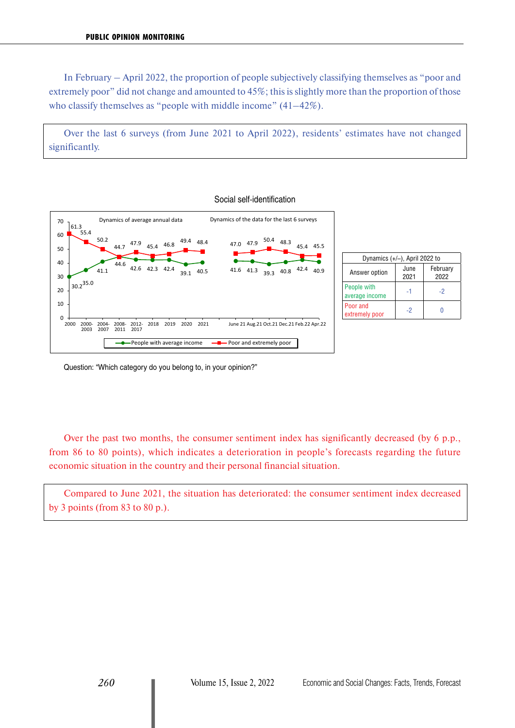In February – April 2022, the proportion of people subjectively classifying themselves as "poor and extremely poor" did not change and amounted to 45%; this is slightly more than the proportion of those who classify themselves as "people with middle income" (41–42%).

Over the last 6 surveys (from June 2021 to April 2022), residents' estimates have not changed significantly.

Social self-identification

| Answer option | People with average income | Poor and extremely poor |
|---|---|---|
| 2000 | 30.2 | 61.3 |
| 2000-2003 | 35.0 | 55.4 |
| 2004-2007 | 41.1 | 50.2 |
| 2008-2011 | 44.6 | 44.7 |
| 2012-2017 | 42.6 | 47.9 |
| 2018 | 42.3 | 45.4 |
| 2019 | 42.4 | 46.8 |
| 2020 | 39.1 | 49.4 |
| 2021 | 40.5 | 48.4 |
| June 21 | 41.6 | 47.0 |
| Aug.21 | 41.3 | 47.9 |
| Oct.21 | 39.3 | 50.4 |
| Dec.21 | 40.8 | 48.3 |
| Feb.22 | 42.4 | 45.4 |
| Apr.22 | 40.9 | 45.5 |

| Answer option | Dynamics (+/–), April 2022 to June 2021 | February 2022 |
|---|---|---|
| People with average income | -1 | -2 |
| Poor and extremely poor | -2 | 0 |

Question: "Which category do you belong to, in your opinion?"

Over the past two months, the consumer sentiment index has significantly decreased (by 6 p.p., from 86 to 80 points), which indicates a deterioration in people's forecasts regarding the future economic situation in the country and their personal financial situation.

Compared to June 2021, the situation has deteriorated: the consumer sentiment index decreased by 3 points (from 83 to 80 p.).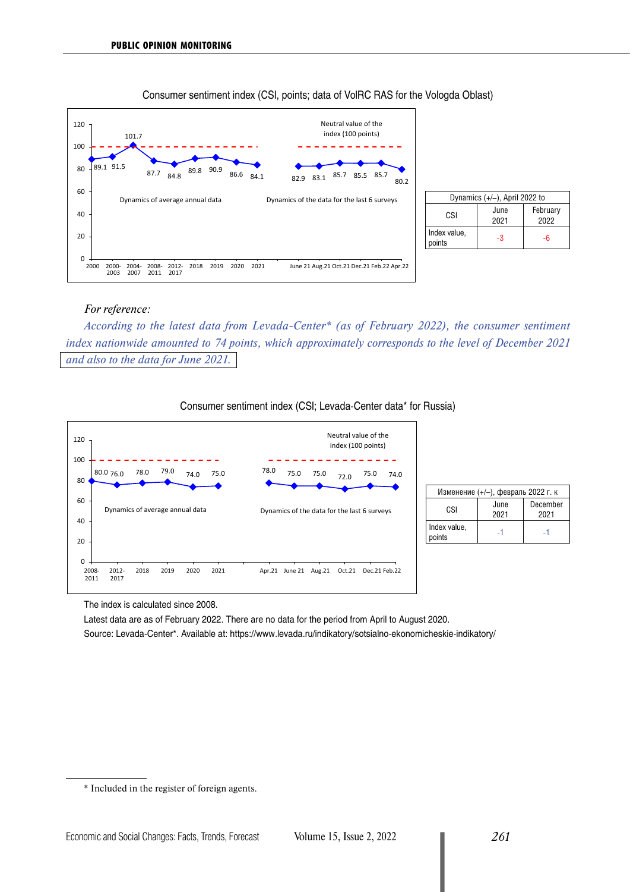Consumer sentiment index (CSI, points; data of VolRC RAS for the Vologda Oblast)

| Period | 2000 | 2000-2003 | 2004-2007 | 2008-2011 | 2012-2017 | 2018 | 2019 | 2020 | 2021 | June 21 | Aug.21 | Oct.21 | Dec.21 | Feb.22 | Apr.22 |
|---|---|---|---|---|---|---|---|---|---|---|---|---|---|---|---|
| CSI, points | 89.1 | 91.5 | 101.7 | 87.7 | 84.8 | 89.8 | 90.9 | 86.6 | 84.1 | 82.9 | 83.1 | 85.7 | 85.5 | 85.7 | 80.2 |

Dynamics of average annual data; Dynamics of the data for the last 6 surveys. Neutral value of the index (100 points).

| Dynamics (+/–), April 2022 to | | |
|---|---|---|
| CSI | June 2021 | February 2022 |
| Index value, points | -3 | -6 |

*For reference:*

*According to the latest data from Levada-Center\* (as of February 2022), the consumer sentiment index nationwide amounted to 74 points, which approximately corresponds to the level of December 2021 and also to the data for June 2021.*

Consumer sentiment index (CSI; Levada-Center data\* for Russia)

| Period | 2008-2011 | 2012-2017 | 2018 | 2019 | 2020 | 2021 | Apr.21 | June 21 | Aug.21 | Oct.21 | Dec.21 | Feb.22 |
|---|---|---|---|---|---|---|---|---|---|---|---|---|
| CSI, points | 80.0 | 76.0 | 78.0 | 79.0 | 74.0 | 75.0 | 78.0 | 75.0 | 75.0 | 72.0 | 75.0 | 74.0 |

Dynamics of average annual data; Dynamics of the data for the last 6 surveys. Neutral value of the index (100 points).

| Изменение (+/–), февраль 2022 г. к | | |
|---|---|---|
| CSI | June 2021 | December 2021 |
| Index value, points | -1 | -1 |

The index is calculated since 2008.

Latest data are as of February 2022. There are no data for the period from April to August 2020.

Source: Levada-Center\*. Available at: https://www.levada.ru/indikatory/sotsialno-ekonomicheskie-indikatory/

\* Included in the register of foreign agents.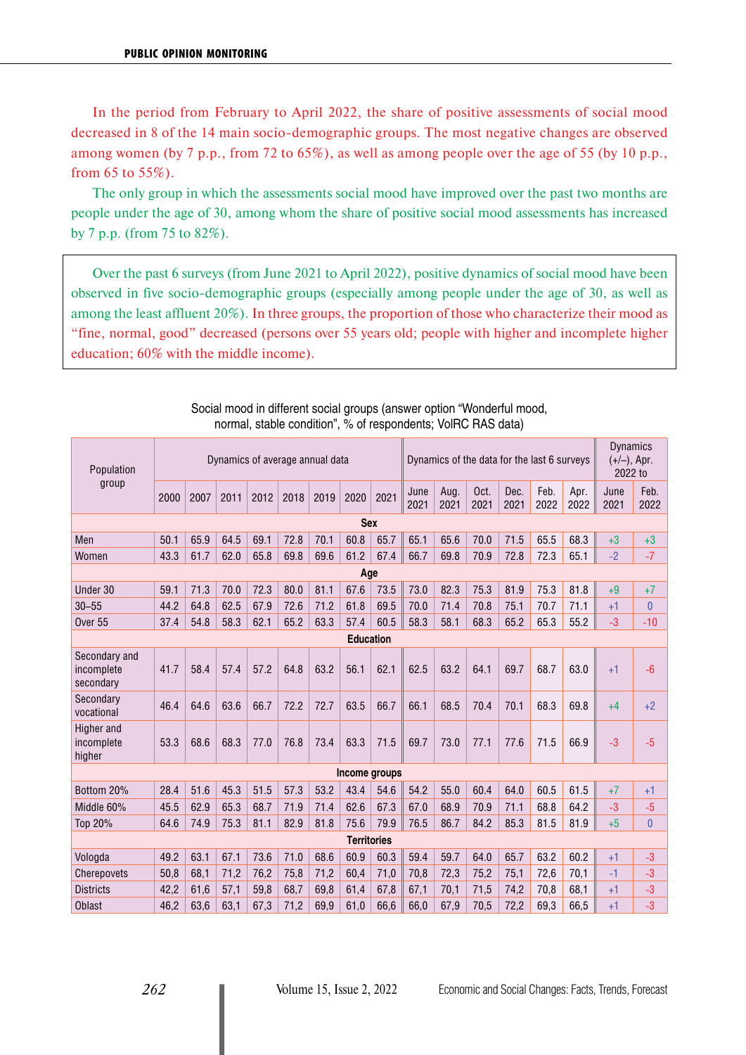In the period from February to April 2022, the share of positive assessments of social mood decreased in 8 of the 14 main socio-demographic groups. The most negative changes are observed among women (by 7 p.p., from 72 to 65%), as well as among people over the age of 55 (by 10 p.p., from 65 to 55%).

The only group in which the assessments social mood have improved over the past two months are people under the age of 30, among whom the share of positive social mood assessments has increased by 7 p.p. (from 75 to 82%).

Over the past 6 surveys (from June 2021 to April 2022), positive dynamics of social mood have been observed in five socio-demographic groups (especially among people under the age of 30, as well as among the least affluent 20%). In three groups, the proportion of those who characterize their mood as "fine, normal, good" decreased (persons over 55 years old; people with higher and incomplete higher education; 60% with the middle income).

Social mood in different social groups (answer option "Wonderful mood, normal, stable condition", % of respondents; VolRC RAS data)

| Population group | Dynamics of average annual data | | | | | | | | Dynamics of the data for the last 6 surveys | | | | | | Dynamics (+/–), Apr. 2022 to | |
|---|---|---|---|---|---|---|---|---|---|---|---|---|---|---|---|---|
| | 2000 | 2007 | 2011 | 2012 | 2018 | 2019 | 2020 | 2021 | June 2021 | Aug. 2021 | Oct. 2021 | Dec. 2021 | Feb. 2022 | Apr. 2022 | June 2021 | Feb. 2022 |
| **Sex** | | | | | | | | | | | | | | | | |
| Men | 50.1 | 65.9 | 64.5 | 69.1 | 72.8 | 70.1 | 60.8 | 65.7 | 65.1 | 65.6 | 70.0 | 71.5 | 65.5 | 68.3 | +3 | +3 |
| Women | 43.3 | 61.7 | 62.0 | 65.8 | 69.8 | 69.6 | 61.2 | 67.4 | 66.7 | 69.8 | 70.9 | 72.8 | 72.3 | 65.1 | -2 | -7 |
| **Age** | | | | | | | | | | | | | | | | |
| Under 30 | 59.1 | 71.3 | 70.0 | 72.3 | 80.0 | 81.1 | 67.6 | 73.5 | 73.0 | 82.3 | 75.3 | 81.9 | 75.3 | 81.8 | +9 | +7 |
| 30–55 | 44.2 | 64.8 | 62.5 | 67.9 | 72.6 | 71.2 | 61.8 | 69.5 | 70.0 | 71.4 | 70.8 | 75.1 | 70.7 | 71.1 | +1 | 0 |
| Over 55 | 37.4 | 54.8 | 58.3 | 62.1 | 65.2 | 63.3 | 57.4 | 60.5 | 58.3 | 58.1 | 68.3 | 65.2 | 65.3 | 55.2 | -3 | -10 |
| **Education** | | | | | | | | | | | | | | | | |
| Secondary and incomplete secondary | 41.7 | 58.4 | 57.4 | 57.2 | 64.8 | 63.2 | 56.1 | 62.1 | 62.5 | 63.2 | 64.1 | 69.7 | 68.7 | 63.0 | +1 | -6 |
| Secondary vocational | 46.4 | 64.6 | 63.6 | 66.7 | 72.2 | 72.7 | 63.5 | 66.7 | 66.1 | 68.5 | 70.4 | 70.1 | 68.3 | 69.8 | +4 | +2 |
| Higher and incomplete higher | 53.3 | 68.6 | 68.3 | 77.0 | 76.8 | 73.4 | 63.3 | 71.5 | 69.7 | 73.0 | 77.1 | 77.6 | 71.5 | 66.9 | -3 | -5 |
| **Income groups** | | | | | | | | | | | | | | | | |
| Bottom 20% | 28.4 | 51.6 | 45.3 | 51.5 | 57.3 | 53.2 | 43.4 | 54.6 | 54.2 | 55.0 | 60.4 | 64.0 | 60.5 | 61.5 | +7 | +1 |
| Middle 60% | 45.5 | 62.9 | 65.3 | 68.7 | 71.9 | 71.4 | 62.6 | 67.3 | 67.0 | 68.9 | 70.9 | 71.1 | 68.8 | 64.2 | -3 | -5 |
| Top 20% | 64.6 | 74.9 | 75.3 | 81.1 | 82.9 | 81.8 | 75.6 | 79.9 | 76.5 | 86.7 | 84.2 | 85.3 | 81.5 | 81.9 | +5 | 0 |
| **Territories** | | | | | | | | | | | | | | | | |
| Vologda | 49.2 | 63.1 | 67.1 | 73.6 | 71.0 | 68.6 | 60.9 | 60.3 | 59.4 | 59.7 | 64.0 | 65.7 | 63.2 | 60.2 | +1 | -3 |
| Cherepovets | 50,8 | 68,1 | 71,2 | 76,2 | 75,8 | 71,2 | 60,4 | 71,0 | 70,8 | 72,3 | 75,2 | 75,1 | 72,6 | 70,1 | -1 | -3 |
| Districts | 42,2 | 61,6 | 57,1 | 59,8 | 68,7 | 69,8 | 61,4 | 67,8 | 67,1 | 70,1 | 71,5 | 74,2 | 70,8 | 68,1 | +1 | -3 |
| Oblast | 46,2 | 63,6 | 63,1 | 67,3 | 71,2 | 69,9 | 61,0 | 66,6 | 66,0 | 67,9 | 70,5 | 72,2 | 69,3 | 66,5 | +1 | -3 |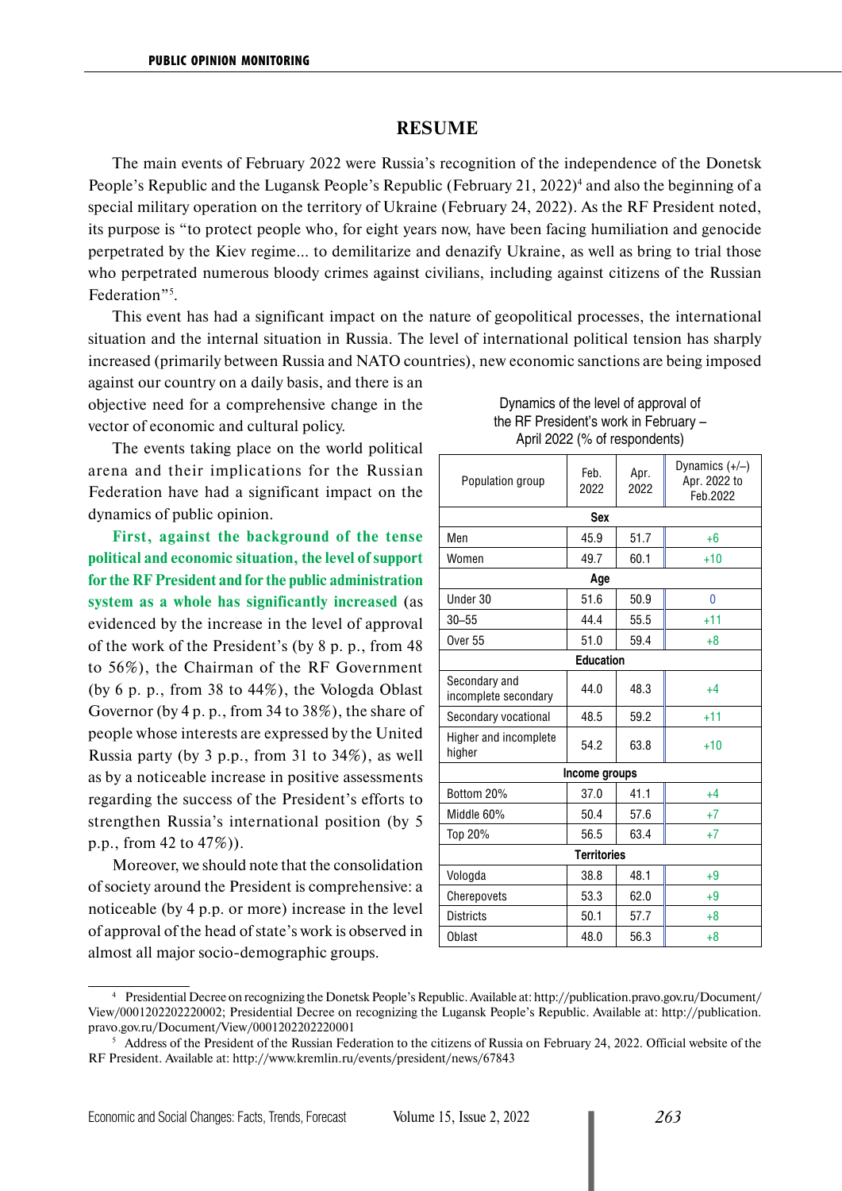## RESUME

The main events of February 2022 were Russia's recognition of the independence of the Donetsk People's Republic and the Lugansk People's Republic (February 21, 2022)[4] and also the beginning of a special military operation on the territory of Ukraine (February 24, 2022). As the RF President noted, its purpose is "to protect people who, for eight years now, have been facing humiliation and genocide perpetrated by the Kiev regime... to demilitarize and denazify Ukraine, as well as bring to trial those who perpetrated numerous bloody crimes against civilians, including against citizens of the Russian Federation"[5].

This event has had a significant impact on the nature of geopolitical processes, the international situation and the internal situation in Russia. The level of international political tension has sharply increased (primarily between Russia and NATO countries), new economic sanctions are being imposed against our country on a daily basis, and there is an objective need for a comprehensive change in the vector of economic and cultural policy.

The events taking place on the world political arena and their implications for the Russian Federation have had a significant impact on the dynamics of public opinion.

**First, against the background of the tense political and economic situation, the level of support for the RF President and for the public administration system as a whole has significantly increased** (as evidenced by the increase in the level of approval of the work of the President's (by 8 p. p., from 48 to 56%), the Chairman of the RF Government (by 6 p. p., from 38 to 44%), the Vologda Oblast Governor (by 4 p. p., from 34 to 38%), the share of people whose interests are expressed by the United Russia party (by 3 p.p., from 31 to 34%), as well as by a noticeable increase in positive assessments regarding the success of the President's efforts to strengthen Russia's international position (by 5 p.p., from 42 to 47%)).

Moreover, we should note that the consolidation of society around the President is comprehensive: a noticeable (by 4 p.p. or more) increase in the level of approval of the head of state's work is observed in almost all major socio-demographic groups.

Dynamics of the level of approval of the RF President's work in February – April 2022 (% of respondents)

| Population group | Feb. 2022 | Apr. 2022 | Dynamics (+/–) Apr. 2022 to Feb.2022 |
|---|---|---|---|
| **Sex** | | | |
| Men | 45.9 | 51.7 | +6 |
| Women | 49.7 | 60.1 | +10 |
| **Age** | | | |
| Under 30 | 51.6 | 50.9 | 0 |
| 30–55 | 44.4 | 55.5 | +11 |
| Over 55 | 51.0 | 59.4 | +8 |
| **Education** | | | |
| Secondary and incomplete secondary | 44.0 | 48.3 | +4 |
| Secondary vocational | 48.5 | 59.2 | +11 |
| Higher and incomplete higher | 54.2 | 63.8 | +10 |
| **Income groups** | | | |
| Bottom 20% | 37.0 | 41.1 | +4 |
| Middle 60% | 50.4 | 57.6 | +7 |
| Top 20% | 56.5 | 63.4 | +7 |
| **Territories** | | | |
| Vologda | 38.8 | 48.1 | +9 |
| Cherepovets | 53.3 | 62.0 | +9 |
| Districts | 50.1 | 57.7 | +8 |
| Oblast | 48.0 | 56.3 | +8 |

[4] Presidential Decree on recognizing the Donetsk People's Republic. Available at: http://publication.pravo.gov.ru/Document/View/0001202202220002; Presidential Decree on recognizing the Lugansk People's Republic. Available at: http://publication.pravo.gov.ru/Document/View/0001202202220001

[5] Address of the President of the Russian Federation to the citizens of Russia on February 24, 2022. Official website of the RF President. Available at: http://www.kremlin.ru/events/president/news/67843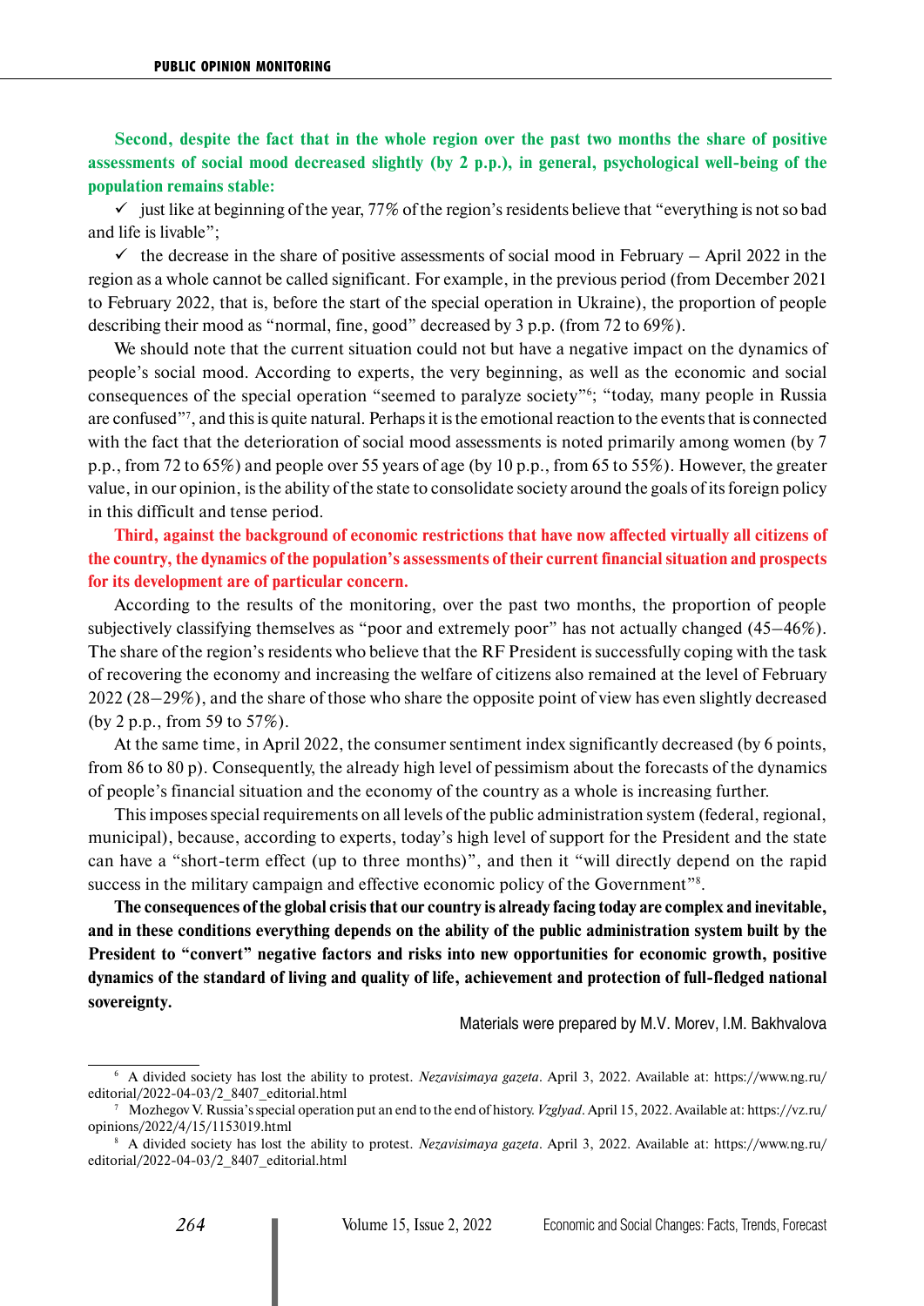**Second, despite the fact that in the whole region over the past two months the share of positive assessments of social mood decreased slightly (by 2 p.p.), in general, psychological well-being of the population remains stable:**

- ✓ just like at beginning of the year, 77% of the region's residents believe that "everything is not so bad and life is livable";
- ✓ the decrease in the share of positive assessments of social mood in February – April 2022 in the region as a whole cannot be called significant. For example, in the previous period (from December 2021 to February 2022, that is, before the start of the special operation in Ukraine), the proportion of people describing their mood as "normal, fine, good" decreased by 3 p.p. (from 72 to 69%).

We should note that the current situation could not but have a negative impact on the dynamics of people's social mood. According to experts, the very beginning, as well as the economic and social consequences of the special operation "seemed to paralyze society"[6]; "today, many people in Russia are confused"[7], and this is quite natural. Perhaps it is the emotional reaction to the events that is connected with the fact that the deterioration of social mood assessments is noted primarily among women (by 7 p.p., from 72 to 65%) and people over 55 years of age (by 10 p.p., from 65 to 55%). However, the greater value, in our opinion, is the ability of the state to consolidate society around the goals of its foreign policy in this difficult and tense period.

**Third, against the background of economic restrictions that have now affected virtually all citizens of the country, the dynamics of the population's assessments of their current financial situation and prospects for its development are of particular concern.**

According to the results of the monitoring, over the past two months, the proportion of people subjectively classifying themselves as "poor and extremely poor" has not actually changed (45–46%). The share of the region's residents who believe that the RF President is successfully coping with the task of recovering the economy and increasing the welfare of citizens also remained at the level of February 2022 (28–29%), and the share of those who share the opposite point of view has even slightly decreased (by 2 p.p., from 59 to 57%).

At the same time, in April 2022, the consumer sentiment index significantly decreased (by 6 points, from 86 to 80 p). Consequently, the already high level of pessimism about the forecasts of the dynamics of people's financial situation and the economy of the country as a whole is increasing further.

This imposes special requirements on all levels of the public administration system (federal, regional, municipal), because, according to experts, today's high level of support for the President and the state can have a "short-term effect (up to three months)", and then it "will directly depend on the rapid success in the military campaign and effective economic policy of the Government"[8].

**The consequences of the global crisis that our country is already facing today are complex and inevitable, and in these conditions everything depends on the ability of the public administration system built by the President to "convert" negative factors and risks into new opportunities for economic growth, positive dynamics of the standard of living and quality of life, achievement and protection of full-fledged national sovereignty.**

Materials were prepared by M.V. Morev, I.M. Bakhvalova

---

[6] A divided society has lost the ability to protest. *Nezavisimaya gazeta*. April 3, 2022. Available at: https://www.ng.ru/editorial/2022-04-03/2_8407_editorial.html

[7] Mozhegov V. Russia's special operation put an end to the end of history. *Vzglyad*. April 15, 2022. Available at: https://vz.ru/opinions/2022/4/15/1153019.html

[8] A divided society has lost the ability to protest. *Nezavisimaya gazeta*. April 3, 2022. Available at: https://www.ng.ru/editorial/2022-04-03/2_8407_editorial.html